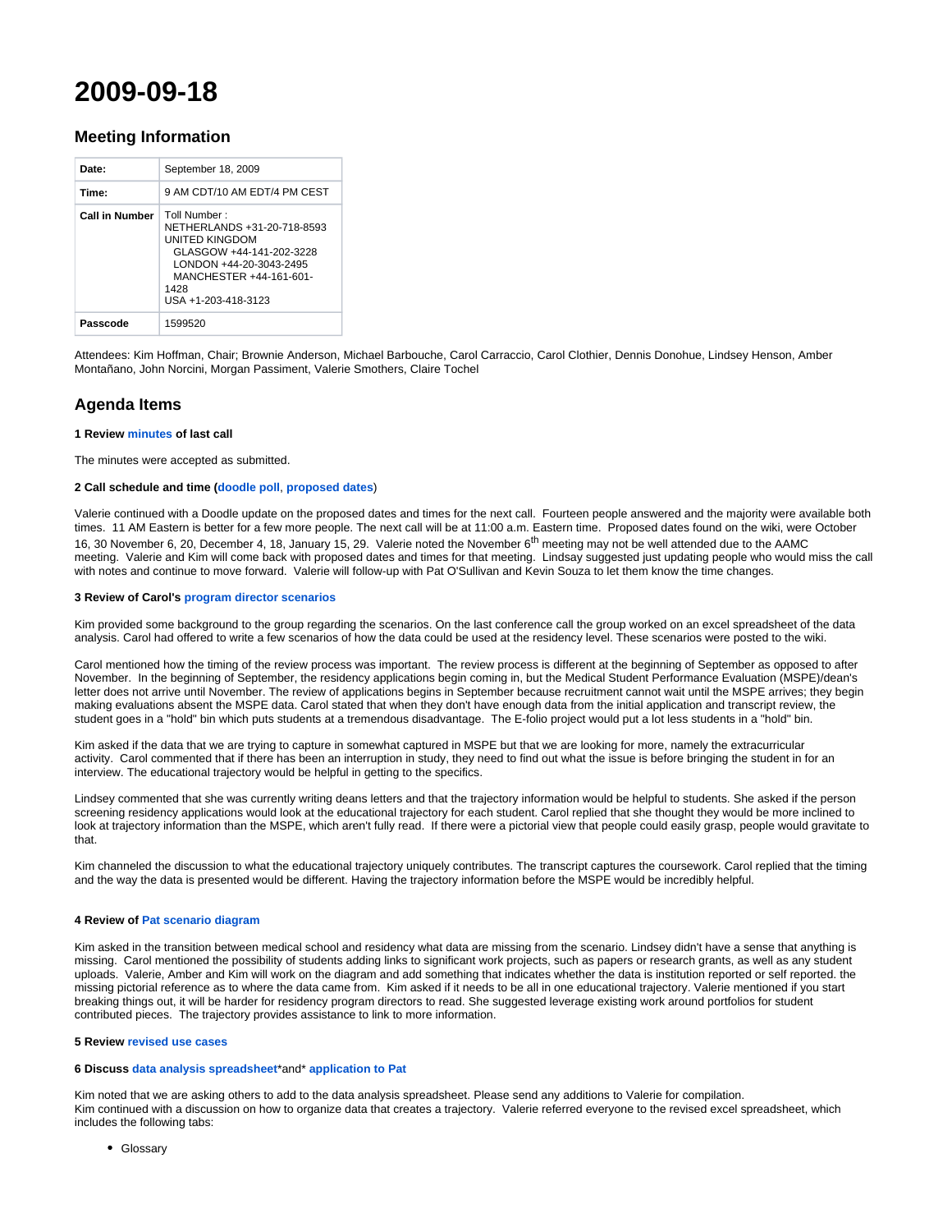# 2009-09-18

## Meeting Information

| | |
|---|---|
| **Date:** | September 18, 2009 |
| **Time:** | 9 AM CDT/10 AM EDT/4 PM CEST |
| **Call in Number** | Toll Number : NETHERLANDS +31-20-718-8593 UNITED KINGDOM GLASGOW +44-141-202-3228 LONDON +44-20-3043-2495 MANCHESTER +44-161-601-1428 USA +1-203-418-3123 |
| **Passcode** | 1599520 |

Attendees: Kim Hoffman, Chair; Brownie Anderson, Michael Barbouche, Carol Carraccio, Carol Clothier, Dennis Donohue, Lindsey Henson, Amber Montañano, John Norcini, Morgan Passiment, Valerie Smothers, Claire Tochel

## Agenda Items

**1 Review minutes of last call**

The minutes were accepted as submitted.

**2 Call schedule and time (doodle poll, proposed dates)**

Valerie continued with a Doodle update on the proposed dates and times for the next call. Fourteen people answered and the majority were available both times. 11 AM Eastern is better for a few more people. The next call will be at 11:00 a.m. Eastern time. Proposed dates found on the wiki, were October 16, 30 November 6, 20, December 4, 18, January 15, 29. Valerie noted the November 6th meeting may not be well attended due to the AAMC meeting. Valerie and Kim will come back with proposed dates and times for that meeting. Lindsay suggested just updating people who would miss the call with notes and continue to move forward. Valerie will follow-up with Pat O'Sullivan and Kevin Souza to let them know the time changes.

**3 Review of Carol's program director scenarios**

Kim provided some background to the group regarding the scenarios. On the last conference call the group worked on an excel spreadsheet of the data analysis. Carol had offered to write a few scenarios of how the data could be used at the residency level. These scenarios were posted to the wiki.

Carol mentioned how the timing of the review process was important. The review process is different at the beginning of September as opposed to after November. In the beginning of September, the residency applications begin coming in, but the Medical Student Performance Evaluation (MSPE)/dean's letter does not arrive until November. The review of applications begins in September because recruitment cannot wait until the MSPE arrives; they begin making evaluations absent the MSPE data. Carol stated that when they don't have enough data from the initial application and transcript review, the student goes in a "hold" bin which puts students at a tremendous disadvantage. The E-folio project would put a lot less students in a "hold" bin.

Kim asked if the data that we are trying to capture in somewhat captured in MSPE but that we are looking for more, namely the extracurricular activity. Carol commented that if there has been an interruption in study, they need to find out what the issue is before bringing the student in for an interview. The educational trajectory would be helpful in getting to the specifics.

Lindsey commented that she was currently writing deans letters and that the trajectory information would be helpful to students. She asked if the person screening residency applications would look at the educational trajectory for each student. Carol replied that she thought they would be more inclined to look at trajectory information than the MSPE, which aren't fully read. If there were a pictorial view that people could easily grasp, people would gravitate to that.

Kim channeled the discussion to what the educational trajectory uniquely contributes. The transcript captures the coursework. Carol replied that the timing and the way the data is presented would be different. Having the trajectory information before the MSPE would be incredibly helpful.

**4 Review of Pat scenario diagram**

Kim asked in the transition between medical school and residency what data are missing from the scenario. Lindsey didn't have a sense that anything is missing. Carol mentioned the possibility of students adding links to significant work projects, such as papers or research grants, as well as any student uploads. Valerie, Amber and Kim will work on the diagram and add something that indicates whether the data is institution reported or self reported. the missing pictorial reference as to where the data came from. Kim asked if it needs to be all in one educational trajectory. Valerie mentioned if you start breaking things out, it will be harder for residency program directors to read. She suggested leverage existing work around portfolios for student contributed pieces. The trajectory provides assistance to link to more information.

**5 Review revised use cases**

**6 Discuss data analysis spreadsheet*and* application to Pat**

Kim noted that we are asking others to add to the data analysis spreadsheet. Please send any additions to Valerie for compilation.
Kim continued with a discussion on how to organize data that creates a trajectory. Valerie referred everyone to the revised excel spreadsheet, which includes the following tabs:

- Glossary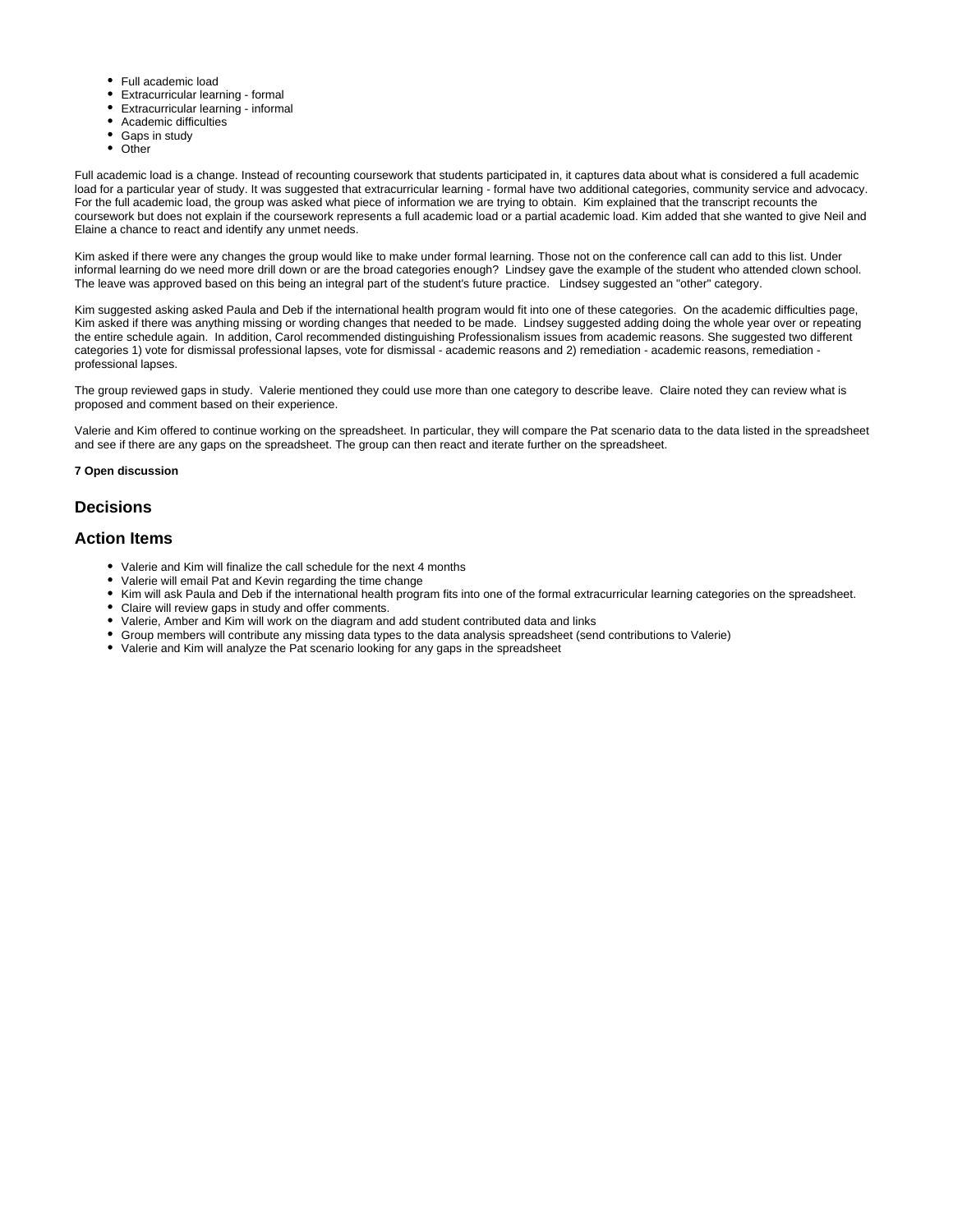- Full academic load
- Extracurricular learning - formal
- Extracurricular learning - informal
- Academic difficulties
- Gaps in study
- Other

Full academic load is a change. Instead of recounting coursework that students participated in, it captures data about what is considered a full academic load for a particular year of study. It was suggested that extracurricular learning - formal have two additional categories, community service and advocacy. For the full academic load, the group was asked what piece of information we are trying to obtain. Kim explained that the transcript recounts the coursework but does not explain if the coursework represents a full academic load or a partial academic load. Kim added that she wanted to give Neil and Elaine a chance to react and identify any unmet needs.

Kim asked if there were any changes the group would like to make under formal learning. Those not on the conference call can add to this list. Under informal learning do we need more drill down or are the broad categories enough? Lindsey gave the example of the student who attended clown school. The leave was approved based on this being an integral part of the student's future practice. Lindsey suggested an "other" category.

Kim suggested asking asked Paula and Deb if the international health program would fit into one of these categories. On the academic difficulties page, Kim asked if there was anything missing or wording changes that needed to be made. Lindsey suggested adding doing the whole year over or repeating the entire schedule again. In addition, Carol recommended distinguishing Professionalism issues from academic reasons. She suggested two different categories 1) vote for dismissal professional lapses, vote for dismissal - academic reasons and 2) remediation - academic reasons, remediation - professional lapses.

The group reviewed gaps in study. Valerie mentioned they could use more than one category to describe leave. Claire noted they can review what is proposed and comment based on their experience.

Valerie and Kim offered to continue working on the spreadsheet. In particular, they will compare the Pat scenario data to the data listed in the spreadsheet and see if there are any gaps on the spreadsheet. The group can then react and iterate further on the spreadsheet.

**7 Open discussion**

## Decisions

## Action Items

- Valerie and Kim will finalize the call schedule for the next 4 months
- Valerie will email Pat and Kevin regarding the time change
- Kim will ask Paula and Deb if the international health program fits into one of the formal extracurricular learning categories on the spreadsheet.
- Claire will review gaps in study and offer comments.
- Valerie, Amber and Kim will work on the diagram and add student contributed data and links
- Group members will contribute any missing data types to the data analysis spreadsheet (send contributions to Valerie)
- Valerie and Kim will analyze the Pat scenario looking for any gaps in the spreadsheet